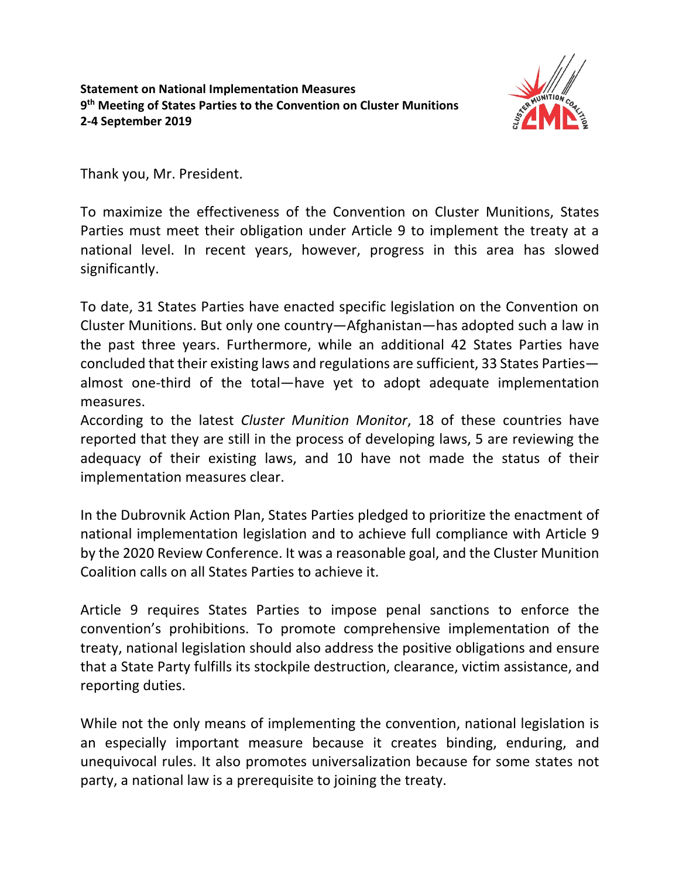**Statement on National Implementation Measures**
**9th Meeting of States Parties to the Convention on Cluster Munitions**
**2-4 September 2019**

Thank you, Mr. President.

To maximize the effectiveness of the Convention on Cluster Munitions, States Parties must meet their obligation under Article 9 to implement the treaty at a national level. In recent years, however, progress in this area has slowed significantly.

To date, 31 States Parties have enacted specific legislation on the Convention on Cluster Munitions. But only one country—Afghanistan—has adopted such a law in the past three years. Furthermore, while an additional 42 States Parties have concluded that their existing laws and regulations are sufficient, 33 States Parties—almost one-third of the total—have yet to adopt adequate implementation measures.

According to the latest *Cluster Munition Monitor*, 18 of these countries have reported that they are still in the process of developing laws, 5 are reviewing the adequacy of their existing laws, and 10 have not made the status of their implementation measures clear.

In the Dubrovnik Action Plan, States Parties pledged to prioritize the enactment of national implementation legislation and to achieve full compliance with Article 9 by the 2020 Review Conference. It was a reasonable goal, and the Cluster Munition Coalition calls on all States Parties to achieve it.

Article 9 requires States Parties to impose penal sanctions to enforce the convention's prohibitions. To promote comprehensive implementation of the treaty, national legislation should also address the positive obligations and ensure that a State Party fulfills its stockpile destruction, clearance, victim assistance, and reporting duties.

While not the only means of implementing the convention, national legislation is an especially important measure because it creates binding, enduring, and unequivocal rules. It also promotes universalization because for some states not party, a national law is a prerequisite to joining the treaty.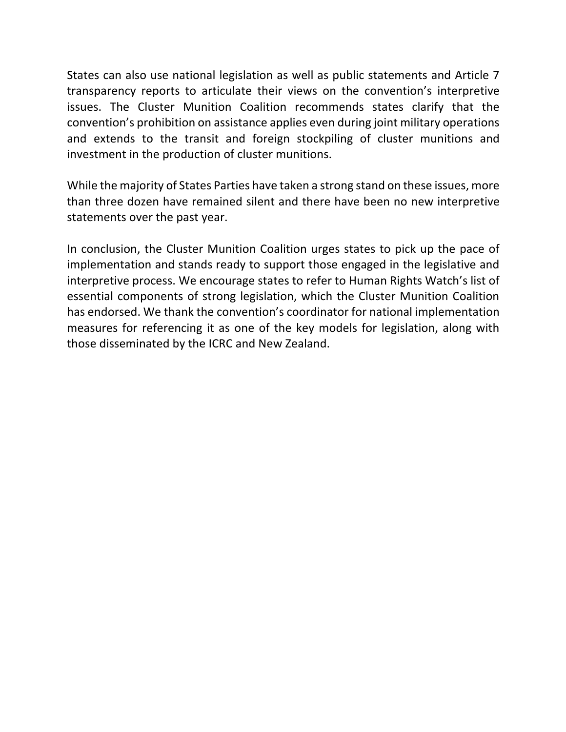States can also use national legislation as well as public statements and Article 7 transparency reports to articulate their views on the convention's interpretive issues. The Cluster Munition Coalition recommends states clarify that the convention's prohibition on assistance applies even during joint military operations and extends to the transit and foreign stockpiling of cluster munitions and investment in the production of cluster munitions.

While the majority of States Parties have taken a strong stand on these issues, more than three dozen have remained silent and there have been no new interpretive statements over the past year.

In conclusion, the Cluster Munition Coalition urges states to pick up the pace of implementation and stands ready to support those engaged in the legislative and interpretive process. We encourage states to refer to Human Rights Watch's list of essential components of strong legislation, which the Cluster Munition Coalition has endorsed. We thank the convention's coordinator for national implementation measures for referencing it as one of the key models for legislation, along with those disseminated by the ICRC and New Zealand.